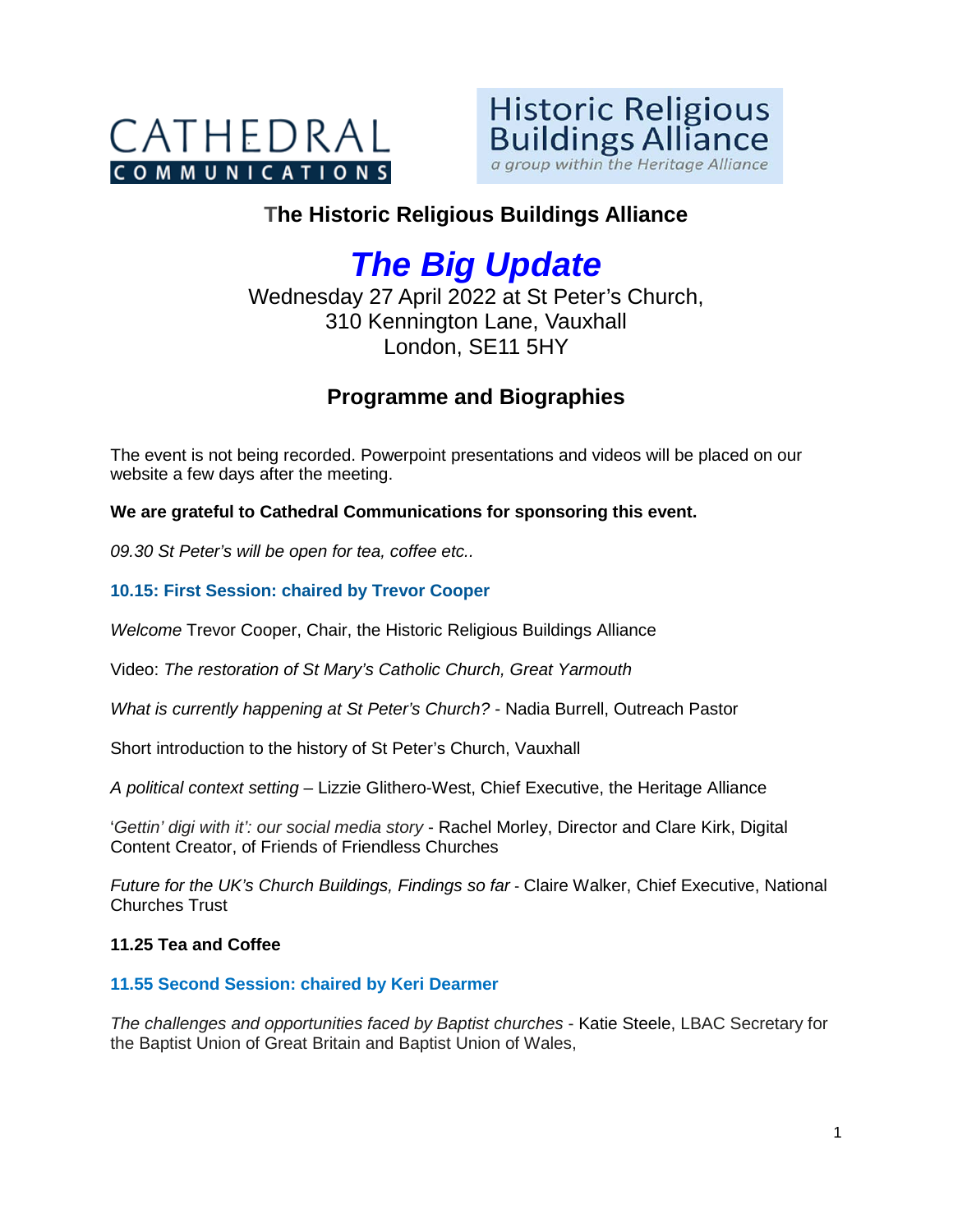CATHEDRAL COMMUNICATIONS

Historic Religious Buildings Alliance
*a group within the Heritage Alliance*

## The Historic Religious Buildings Alliance

# *The Big Update*

Wednesday 27 April 2022 at St Peter's Church,
310 Kennington Lane, Vauxhall
London, SE11 5HY

## Programme and Biographies

The event is not being recorded. Powerpoint presentations and videos will be placed on our website a few days after the meeting.

**We are grateful to Cathedral Communications for sponsoring this event.**

*09.30 St Peter's will be open for tea, coffee etc..*

### 10.15: First Session: chaired by Trevor Cooper

*Welcome* Trevor Cooper, Chair, the Historic Religious Buildings Alliance

Video: *The restoration of St Mary's Catholic Church, Great Yarmouth*

*What is currently happening at St Peter's Church?* - Nadia Burrell, Outreach Pastor

Short introduction to the history of St Peter's Church, Vauxhall

*A political context setting* – Lizzie Glithero-West, Chief Executive, the Heritage Alliance

'*Gettin' digi with it': our social media story* - Rachel Morley, Director and Clare Kirk, Digital Content Creator, of Friends of Friendless Churches

*Future for the UK's Church Buildings, Findings so far* - Claire Walker, Chief Executive, National Churches Trust

**11.25 Tea and Coffee**

### 11.55 Second Session: chaired by Keri Dearmer

*The challenges and opportunities faced by Baptist churches* - Katie Steele, LBAC Secretary for the Baptist Union of Great Britain and Baptist Union of Wales,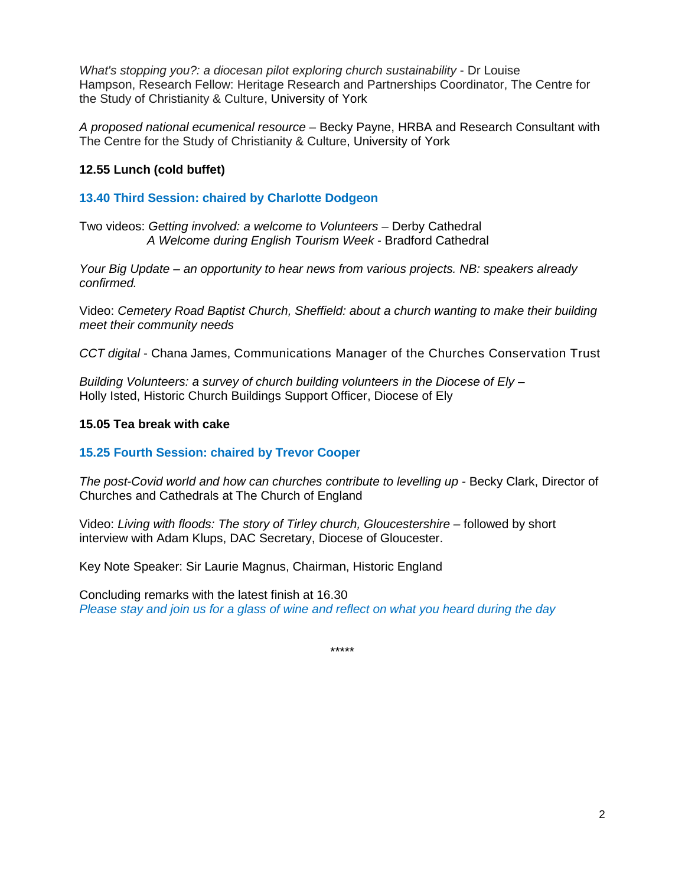*What's stopping you?: a diocesan pilot exploring church sustainability* - Dr Louise Hampson, Research Fellow: Heritage Research and Partnerships Coordinator, The Centre for the Study of Christianity & Culture, University of York

*A proposed national ecumenical resource* – Becky Payne, HRBA and Research Consultant with The Centre for the Study of Christianity & Culture, University of York

**12.55 Lunch (cold buffet)**

**13.40 Third Session: chaired by Charlotte Dodgeon**

Two videos: *Getting involved: a welcome to Volunteers* – Derby Cathedral
*A Welcome during English Tourism Week* - Bradford Cathedral

*Your Big Update – an opportunity to hear news from various projects. NB: speakers already confirmed.*

Video: *Cemetery Road Baptist Church, Sheffield: about a church wanting to make their building meet their community needs*

*CCT digital* - Chana James, Communications Manager of the Churches Conservation Trust

*Building Volunteers: a survey of church building volunteers in the Diocese of Ely* – Holly Isted, Historic Church Buildings Support Officer, Diocese of Ely

**15.05 Tea break with cake**

**15.25 Fourth Session: chaired by Trevor Cooper**

*The post-Covid world and how can churches contribute to levelling up* - Becky Clark, Director of Churches and Cathedrals at The Church of England

Video: *Living with floods: The story of Tirley church, Gloucestershire* – followed by short interview with Adam Klups, DAC Secretary, Diocese of Gloucester.

Key Note Speaker: Sir Laurie Magnus, Chairman, Historic England

Concluding remarks with the latest finish at 16.30
*Please stay and join us for a glass of wine and reflect on what you heard during the day*

*****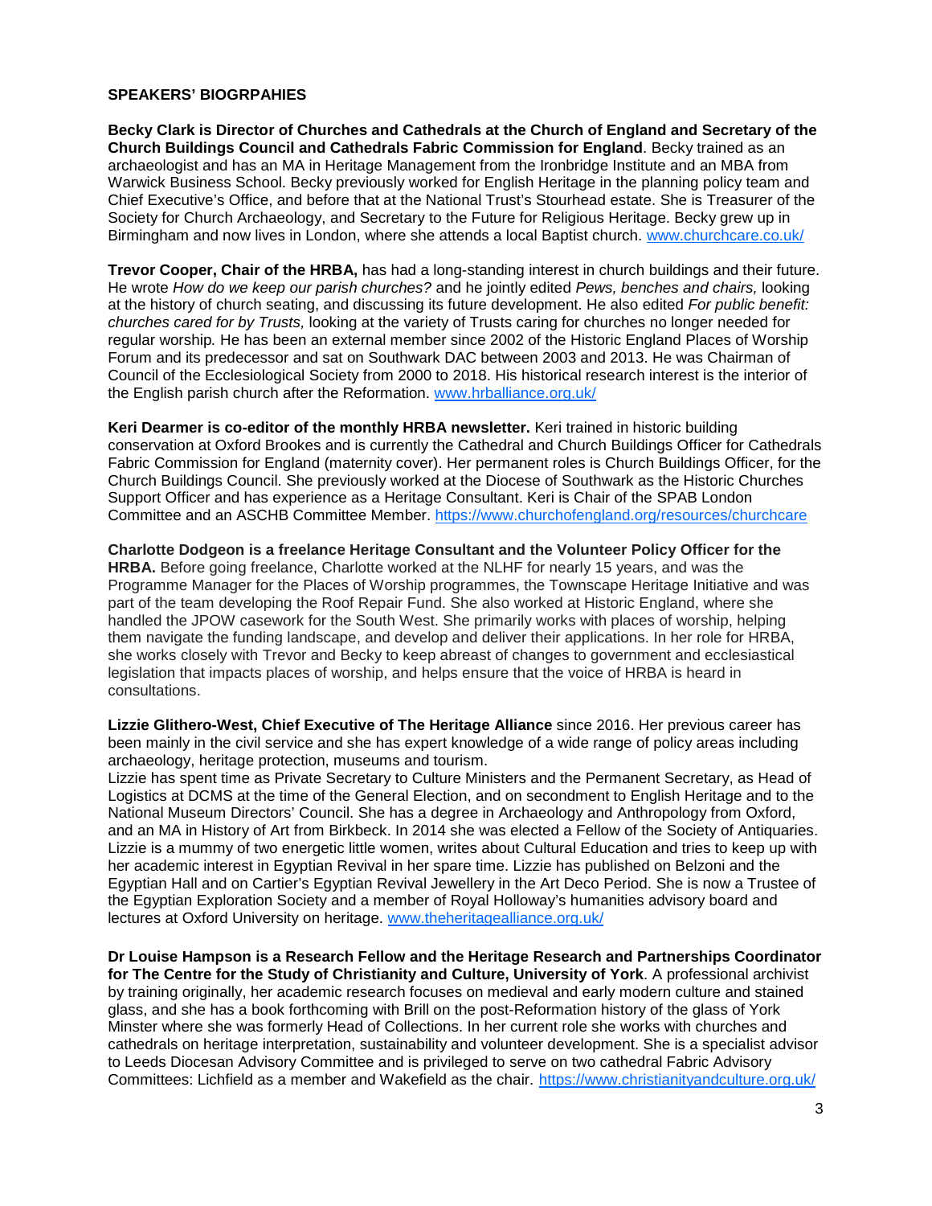**SPEAKERS' BIOGRPAHIES**

**Becky Clark is Director of Churches and Cathedrals at the Church of England and Secretary of the Church Buildings Council and Cathedrals Fabric Commission for England**. Becky trained as an archaeologist and has an MA in Heritage Management from the Ironbridge Institute and an MBA from Warwick Business School. Becky previously worked for English Heritage in the planning policy team and Chief Executive's Office, and before that at the National Trust's Stourhead estate. She is Treasurer of the Society for Church Archaeology, and Secretary to the Future for Religious Heritage. Becky grew up in Birmingham and now lives in London, where she attends a local Baptist church. [www.churchcare.co.uk/](www.churchcare.co.uk/)

**Trevor Cooper, Chair of the HRBA,** has had a long-standing interest in church buildings and their future. He wrote *How do we keep our parish churches?* and he jointly edited *Pews, benches and chairs,* looking at the history of church seating, and discussing its future development. He also edited *For public benefit: churches cared for by Trusts,* looking at the variety of Trusts caring for churches no longer needed for regular worship*.* He has been an external member since 2002 of the Historic England Places of Worship Forum and its predecessor and sat on Southwark DAC between 2003 and 2013. He was Chairman of Council of the Ecclesiological Society from 2000 to 2018. His historical research interest is the interior of the English parish church after the Reformation. [www.hrballiance.org.uk/](www.hrballiance.org.uk/)

**Keri Dearmer is co-editor of the monthly HRBA newsletter.** Keri trained in historic building conservation at Oxford Brookes and is currently the Cathedral and Church Buildings Officer for Cathedrals Fabric Commission for England (maternity cover). Her permanent roles is Church Buildings Officer, for the Church Buildings Council. She previously worked at the Diocese of Southwark as the Historic Churches Support Officer and has experience as a Heritage Consultant. Keri is Chair of the SPAB London Committee and an ASCHB Committee Member. [https://www.churchofengland.org/resources/churchcare](https://www.churchofengland.org/resources/churchcare)

**Charlotte Dodgeon is a freelance Heritage Consultant and the Volunteer Policy Officer for the HRBA.** Before going freelance, Charlotte worked at the NLHF for nearly 15 years, and was the Programme Manager for the Places of Worship programmes, the Townscape Heritage Initiative and was part of the team developing the Roof Repair Fund. She also worked at Historic England, where she handled the JPOW casework for the South West. She primarily works with places of worship, helping them navigate the funding landscape, and develop and deliver their applications. In her role for HRBA, she works closely with Trevor and Becky to keep abreast of changes to government and ecclesiastical legislation that impacts places of worship, and helps ensure that the voice of HRBA is heard in consultations.

**Lizzie Glithero-West, Chief Executive of The Heritage Alliance** since 2016. Her previous career has been mainly in the civil service and she has expert knowledge of a wide range of policy areas including archaeology, heritage protection, museums and tourism.
Lizzie has spent time as Private Secretary to Culture Ministers and the Permanent Secretary, as Head of Logistics at DCMS at the time of the General Election, and on secondment to English Heritage and to the National Museum Directors' Council. She has a degree in Archaeology and Anthropology from Oxford, and an MA in History of Art from Birkbeck. In 2014 she was elected a Fellow of the Society of Antiquaries. Lizzie is a mummy of two energetic little women, writes about Cultural Education and tries to keep up with her academic interest in Egyptian Revival in her spare time. Lizzie has published on Belzoni and the Egyptian Hall and on Cartier's Egyptian Revival Jewellery in the Art Deco Period. She is now a Trustee of the Egyptian Exploration Society and a member of Royal Holloway's humanities advisory board and lectures at Oxford University on heritage. [www.theheritagealliance.org.uk/](www.theheritagealliance.org.uk/)

**Dr Louise Hampson is a Research Fellow and the Heritage Research and Partnerships Coordinator for The Centre for the Study of Christianity and Culture, University of York**. A professional archivist by training originally, her academic research focuses on medieval and early modern culture and stained glass, and she has a book forthcoming with Brill on the post-Reformation history of the glass of York Minster where she was formerly Head of Collections. In her current role she works with churches and cathedrals on heritage interpretation, sustainability and volunteer development. She is a specialist advisor to Leeds Diocesan Advisory Committee and is privileged to serve on two cathedral Fabric Advisory Committees: Lichfield as a member and Wakefield as the chair. [https://www.christianityandculture.org.uk/](https://www.christianityandculture.org.uk/)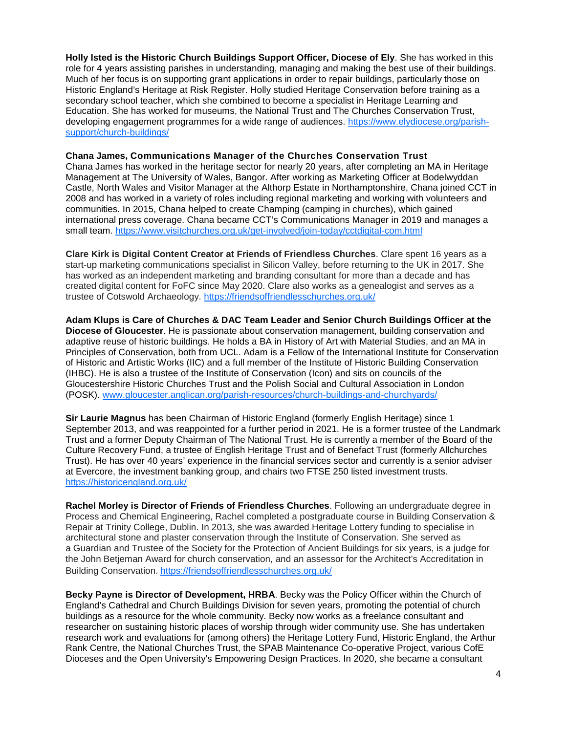**Holly Isted is the Historic Church Buildings Support Officer, Diocese of Ely**. She has worked in this role for 4 years assisting parishes in understanding, managing and making the best use of their buildings. Much of her focus is on supporting grant applications in order to repair buildings, particularly those on Historic England's Heritage at Risk Register. Holly studied Heritage Conservation before training as a secondary school teacher, which she combined to become a specialist in Heritage Learning and Education. She has worked for museums, the National Trust and The Churches Conservation Trust, developing engagement programmes for a wide range of audiences. https://www.elydiocese.org/parish-support/church-buildings/

**Chana James, Communications Manager of the Churches Conservation Trust**
Chana James has worked in the heritage sector for nearly 20 years, after completing an MA in Heritage Management at The University of Wales, Bangor. After working as Marketing Officer at Bodelwyddan Castle, North Wales and Visitor Manager at the Althorp Estate in Northamptonshire, Chana joined CCT in 2008 and has worked in a variety of roles including regional marketing and working with volunteers and communities. In 2015, Chana helped to create Champing (camping in churches), which gained international press coverage. Chana became CCT's Communications Manager in 2019 and manages a small team. https://www.visitchurches.org.uk/get-involved/join-today/cctdigital-com.html

**Clare Kirk is Digital Content Creator at Friends of Friendless Churches**. Clare spent 16 years as a start-up marketing communications specialist in Silicon Valley, before returning to the UK in 2017. She has worked as an independent marketing and branding consultant for more than a decade and has created digital content for FoFC since May 2020. Clare also works as a genealogist and serves as a trustee of Cotswold Archaeology. https://friendsoffriendlesschurches.org.uk/

**Adam Klups is Care of Churches & DAC Team Leader and Senior Church Buildings Officer at the Diocese of Gloucester**. He is passionate about conservation management, building conservation and adaptive reuse of historic buildings. He holds a BA in History of Art with Material Studies, and an MA in Principles of Conservation, both from UCL. Adam is a Fellow of the International Institute for Conservation of Historic and Artistic Works (IIC) and a full member of the Institute of Historic Building Conservation (IHBC). He is also a trustee of the Institute of Conservation (Icon) and sits on councils of the Gloucestershire Historic Churches Trust and the Polish Social and Cultural Association in London (POSK). www.gloucester.anglican.org/parish-resources/church-buildings-and-churchyards/

**Sir Laurie Magnus** has been Chairman of Historic England (formerly English Heritage) since 1 September 2013, and was reappointed for a further period in 2021. He is a former trustee of the Landmark Trust and a former Deputy Chairman of The National Trust. He is currently a member of the Board of the Culture Recovery Fund, a trustee of English Heritage Trust and of Benefact Trust (formerly Allchurches Trust). He has over 40 years' experience in the financial services sector and currently is a senior adviser at Evercore, the investment banking group, and chairs two FTSE 250 listed investment trusts. https://historicengland.org.uk/

**Rachel Morley is Director of Friends of Friendless Churches**. Following an undergraduate degree in Process and Chemical Engineering, Rachel completed a postgraduate course in Building Conservation & Repair at Trinity College, Dublin. In 2013, she was awarded Heritage Lottery funding to specialise in architectural stone and plaster conservation through the Institute of Conservation. She served as a Guardian and Trustee of the Society for the Protection of Ancient Buildings for six years, is a judge for the John Betjeman Award for church conservation, and an assessor for the Architect's Accreditation in Building Conservation. https://friendsoffriendlesschurches.org.uk/

**Becky Payne is Director of Development, HRBA**. Becky was the Policy Officer within the Church of England's Cathedral and Church Buildings Division for seven years, promoting the potential of church buildings as a resource for the whole community. Becky now works as a freelance consultant and researcher on sustaining historic places of worship through wider community use. She has undertaken research work and evaluations for (among others) the Heritage Lottery Fund, Historic England, the Arthur Rank Centre, the National Churches Trust, the SPAB Maintenance Co-operative Project, various CofE Dioceses and the Open University's Empowering Design Practices. In 2020, she became a consultant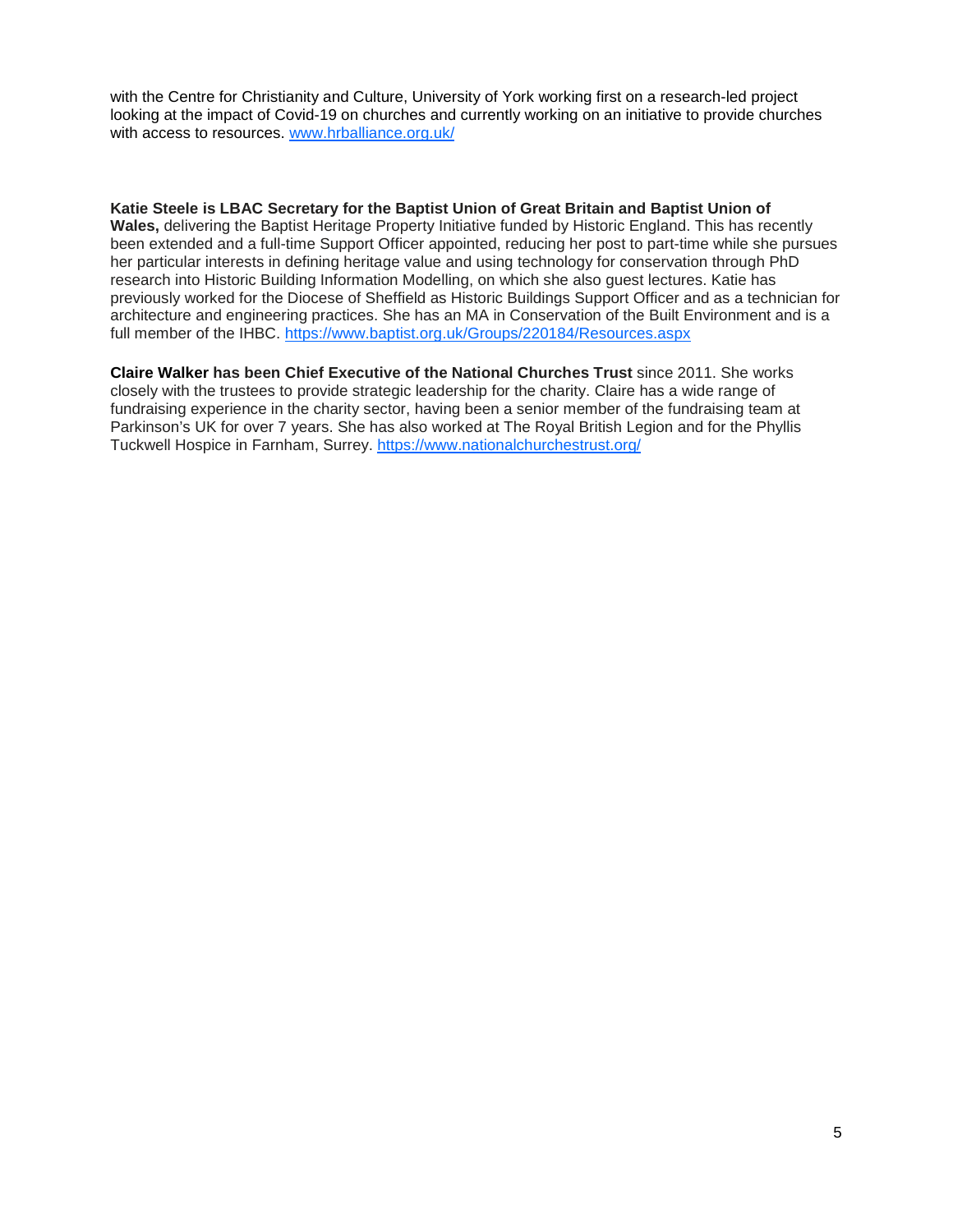with the Centre for Christianity and Culture, University of York working first on a research-led project looking at the impact of Covid-19 on churches and currently working on an initiative to provide churches with access to resources. [www.hrballiance.org.uk/](www.hrballiance.org.uk/)

**Katie Steele is LBAC Secretary for the Baptist Union of Great Britain and Baptist Union of Wales,** delivering the Baptist Heritage Property Initiative funded by Historic England. This has recently been extended and a full-time Support Officer appointed, reducing her post to part-time while she pursues her particular interests in defining heritage value and using technology for conservation through PhD research into Historic Building Information Modelling, on which she also guest lectures. Katie has previously worked for the Diocese of Sheffield as Historic Buildings Support Officer and as a technician for architecture and engineering practices. She has an MA in Conservation of the Built Environment and is a full member of the IHBC. [https://www.baptist.org.uk/Groups/220184/Resources.aspx](https://www.baptist.org.uk/Groups/220184/Resources.aspx)

**Claire Walker has been Chief Executive of the National Churches Trust** since 2011. She works closely with the trustees to provide strategic leadership for the charity. Claire has a wide range of fundraising experience in the charity sector, having been a senior member of the fundraising team at Parkinson's UK for over 7 years. She has also worked at The Royal British Legion and for the Phyllis Tuckwell Hospice in Farnham, Surrey. [https://www.nationalchurchestrust.org/](https://www.nationalchurchestrust.org/)